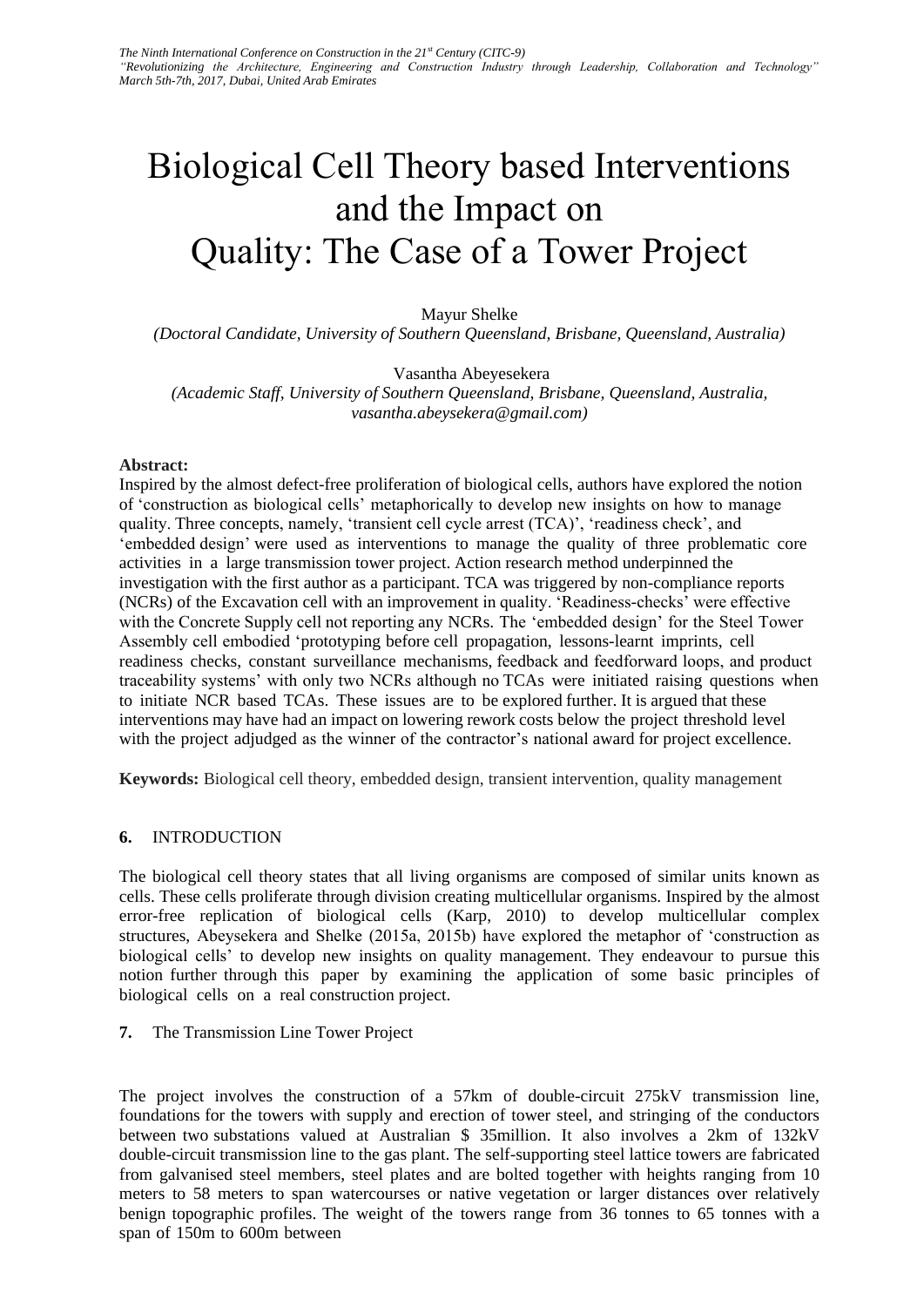# Biological Cell Theory based Interventions and the Impact on Quality: The Case of a Tower Project

Mayur Shelke

*(Doctoral Candidate, University of Southern Queensland, Brisbane, Queensland, Australia)*

Vasantha Abeyesekera

*(Academic Staff, University of Southern Queensland, Brisbane, Queensland, Australia, vasantha.abeysekera@gmail.com)*

**Abstract:**

Inspired by the almost defect-free proliferation of biological cells, authors have explored the notion of 'construction as biological cells' metaphorically to develop new insights on how to manage quality. Three concepts, namely, 'transient cell cycle arrest (TCA)', 'readiness check', and 'embedded design' were used as interventions to manage the quality of three problematic core activities in a large transmission tower project. Action research method underpinned the investigation with the first author as a participant. TCA was triggered by non-compliance reports (NCRs) of the Excavation cell with an improvement in quality. 'Readiness-checks' were effective with the Concrete Supply cell not reporting any NCRs. The 'embedded design' for the Steel Tower Assembly cell embodied 'prototyping before cell propagation, lessons-learnt imprints, cell readiness checks, constant surveillance mechanisms, feedback and feedforward loops, and product traceability systems' with only two NCRs although no TCAs were initiated raising questions when to initiate NCR based TCAs. These issues are to be explored further. It is argued that these interventions may have had an impact on lowering rework costs below the project threshold level with the project adjudged as the winner of the contractor's national award for project excellence.

**Keywords:** Biological cell theory, embedded design, transient intervention, quality management

## 6. INTRODUCTION

The biological cell theory states that all living organisms are composed of similar units known as cells. These cells proliferate through division creating multicellular organisms. Inspired by the almost error-free replication of biological cells (Karp, 2010) to develop multicellular complex structures, Abeysekera and Shelke (2015a, 2015b) have explored the metaphor of 'construction as biological cells' to develop new insights on quality management. They endeavour to pursue this notion further through this paper by examining the application of some basic principles of biological cells on a real construction project.

## 7. The Transmission Line Tower Project

The project involves the construction of a 57km of double-circuit 275kV transmission line, foundations for the towers with supply and erection of tower steel, and stringing of the conductors between two substations valued at Australian $ 35million. It also involves a 2km of 132kV double-circuit transmission line to the gas plant. The self-supporting steel lattice towers are fabricated from galvanised steel members, steel plates and are bolted together with heights ranging from 10 meters to 58 meters to span watercourses or native vegetation or larger distances over relatively benign topographic profiles. The weight of the towers range from 36 tonnes to 65 tonnes with a span of 150m to 600m between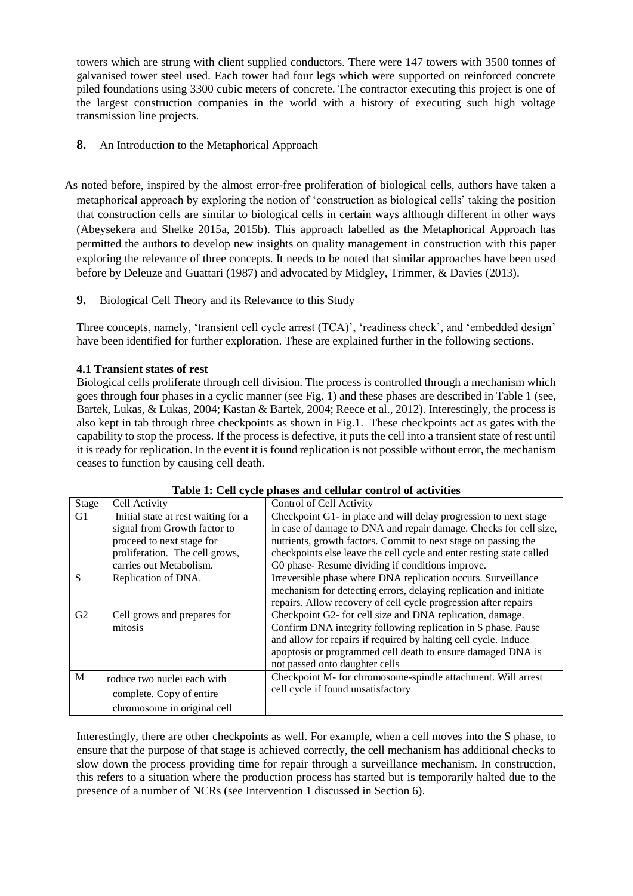towers which are strung with client supplied conductors. There were 147 towers with 3500 tonnes of galvanised tower steel used. Each tower had four legs which were supported on reinforced concrete piled foundations using 3300 cubic meters of concrete. The contractor executing this project is one of the largest construction companies in the world with a history of executing such high voltage transmission line projects.

## 8. An Introduction to the Metaphorical Approach

As noted before, inspired by the almost error-free proliferation of biological cells, authors have taken a metaphorical approach by exploring the notion of 'construction as biological cells' taking the position that construction cells are similar to biological cells in certain ways although different in other ways (Abeysekera and Shelke 2015a, 2015b). This approach labelled as the Metaphorical Approach has permitted the authors to develop new insights on quality management in construction with this paper exploring the relevance of three concepts. It needs to be noted that similar approaches have been used before by Deleuze and Guattari (1987) and advocated by Midgley, Trimmer, & Davies (2013).

## 9. Biological Cell Theory and its Relevance to this Study

Three concepts, namely, 'transient cell cycle arrest (TCA)', 'readiness check', and 'embedded design' have been identified for further exploration. These are explained further in the following sections.

### 4.1 Transient states of rest

Biological cells proliferate through cell division. The process is controlled through a mechanism which goes through four phases in a cyclic manner (see Fig. 1) and these phases are described in Table 1 (see, Bartek, Lukas, & Lukas, 2004; Kastan & Bartek, 2004; Reece et al., 2012). Interestingly, the process is also kept in tab through three checkpoints as shown in Fig.1. These checkpoints act as gates with the capability to stop the process. If the process is defective, it puts the cell into a transient state of rest until it is ready for replication. In the event it is found replication is not possible without error, the mechanism ceases to function by causing cell death.

**Table 1: Cell cycle phases and cellular control of activities**

| Stage | Cell Activity | Control of Cell Activity |
|---|---|---|
| G1 | Initial state at rest waiting for a signal from Growth factor to proceed to next stage for proliferation. The cell grows, carries out Metabolism. | Checkpoint G1- in place and will delay progression to next stage in case of damage to DNA and repair damage. Checks for cell size, nutrients, growth factors. Commit to next stage on passing the checkpoints else leave the cell cycle and enter resting state called G0 phase- Resume dividing if conditions improve. |
| S | Replication of DNA. | Irreversible phase where DNA replication occurs. Surveillance mechanism for detecting errors, delaying replication and initiate repairs. Allow recovery of cell cycle progression after repairs |
| G2 | Cell grows and prepares for mitosis | Checkpoint G2- for cell size and DNA replication, damage. Confirm DNA integrity following replication in S phase. Pause and allow for repairs if required by halting cell cycle. Induce apoptosis or programmed cell death to ensure damaged DNA is not passed onto daughter cells |
| M | roduce two nuclei each with complete. Copy of entire chromosome in original cell | Checkpoint M- for chromosome-spindle attachment. Will arrest cell cycle if found unsatisfactory |

Interestingly, there are other checkpoints as well. For example, when a cell moves into the S phase, to ensure that the purpose of that stage is achieved correctly, the cell mechanism has additional checks to slow down the process providing time for repair through a surveillance mechanism. In construction, this refers to a situation where the production process has started but is temporarily halted due to the presence of a number of NCRs (see Intervention 1 discussed in Section 6).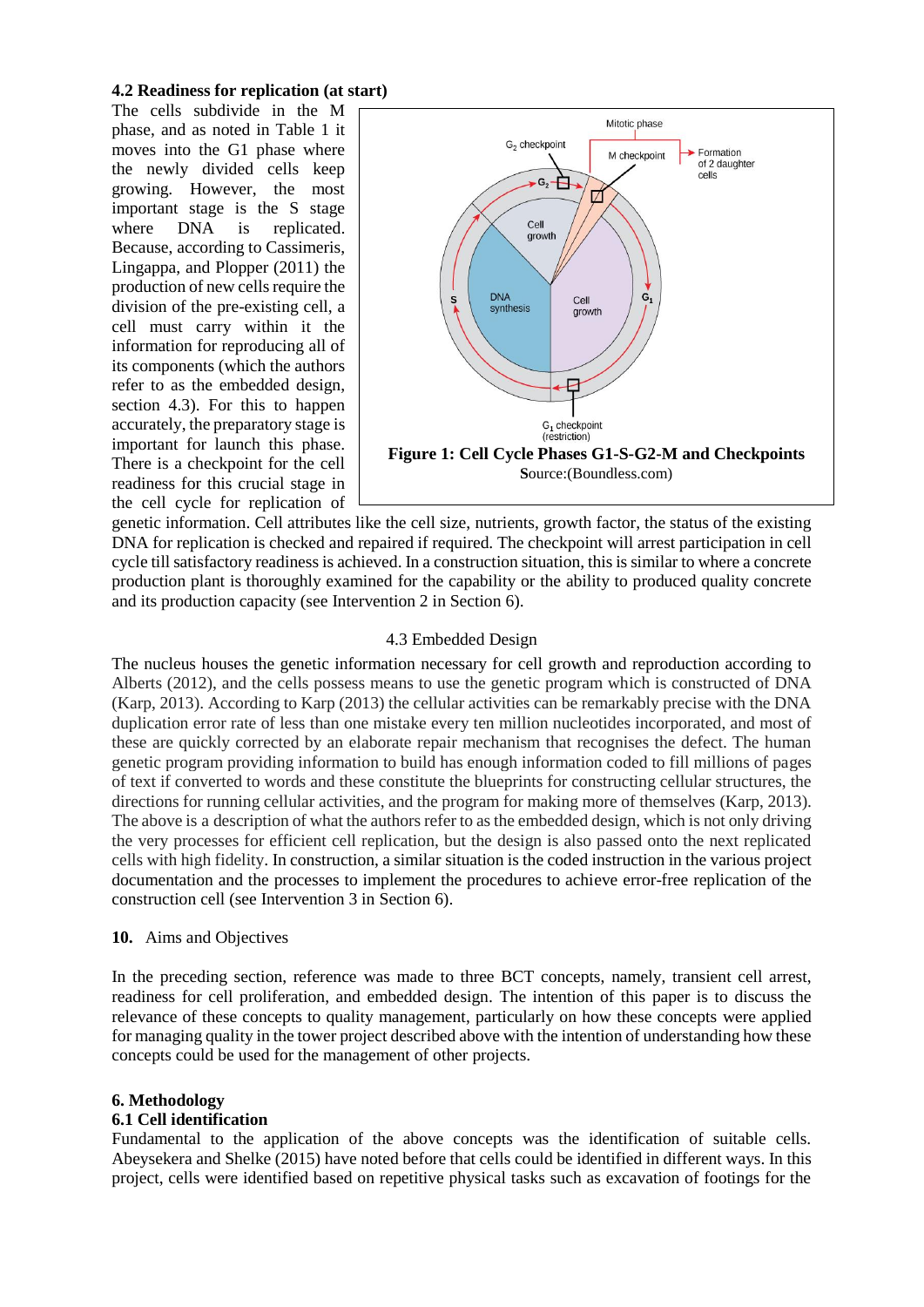### 4.2 Readiness for replication (at start)

The cells subdivide in the M phase, and as noted in Table 1 it moves into the G1 phase where the newly divided cells keep growing. However, the most important stage is the S stage where DNA is replicated. Because, according to Cassimeris, Lingappa, and Plopper (2011) the production of new cells require the division of the pre-existing cell, a cell must carry within it the information for reproducing all of its components (which the authors refer to as the embedded design, section 4.3). For this to happen accurately, the preparatory stage is important for launch this phase. There is a checkpoint for the cell readiness for this crucial stage in the cell cycle for replication of genetic information. Cell attributes like the cell size, nutrients, growth factor, the status of the existing DNA for replication is checked and repaired if required. The checkpoint will arrest participation in cell cycle till satisfactory readiness is achieved. In a construction situation, this is similar to where a concrete production plant is thoroughly examined for the capability or the ability to produced quality concrete and its production capacity (see Intervention 2 in Section 6).

**Figure 1: Cell Cycle Phases G1-S-G2-M and Checkpoints**
Source:(Boundless.com)

### 4.3 Embedded Design

The nucleus houses the genetic information necessary for cell growth and reproduction according to Alberts (2012), and the cells possess means to use the genetic program which is constructed of DNA (Karp, 2013). According to Karp (2013) the cellular activities can be remarkably precise with the DNA duplication error rate of less than one mistake every ten million nucleotides incorporated, and most of these are quickly corrected by an elaborate repair mechanism that recognises the defect. The human genetic program providing information to build has enough information coded to fill millions of pages of text if converted to words and these constitute the blueprints for constructing cellular structures, the directions for running cellular activities, and the program for making more of themselves (Karp, 2013). The above is a description of what the authors refer to as the embedded design, which is not only driving the very processes for efficient cell replication, but the design is also passed onto the next replicated cells with high fidelity. In construction, a similar situation is the coded instruction in the various project documentation and the processes to implement the procedures to achieve error-free replication of the construction cell (see Intervention 3 in Section 6).

## 10. Aims and Objectives

In the preceding section, reference was made to three BCT concepts, namely, transient cell arrest, readiness for cell proliferation, and embedded design. The intention of this paper is to discuss the relevance of these concepts to quality management, particularly on how these concepts were applied for managing quality in the tower project described above with the intention of understanding how these concepts could be used for the management of other projects.

## 6. Methodology

### 6.1 Cell identification

Fundamental to the application of the above concepts was the identification of suitable cells. Abeysekera and Shelke (2015) have noted before that cells could be identified in different ways. In this project, cells were identified based on repetitive physical tasks such as excavation of footings for the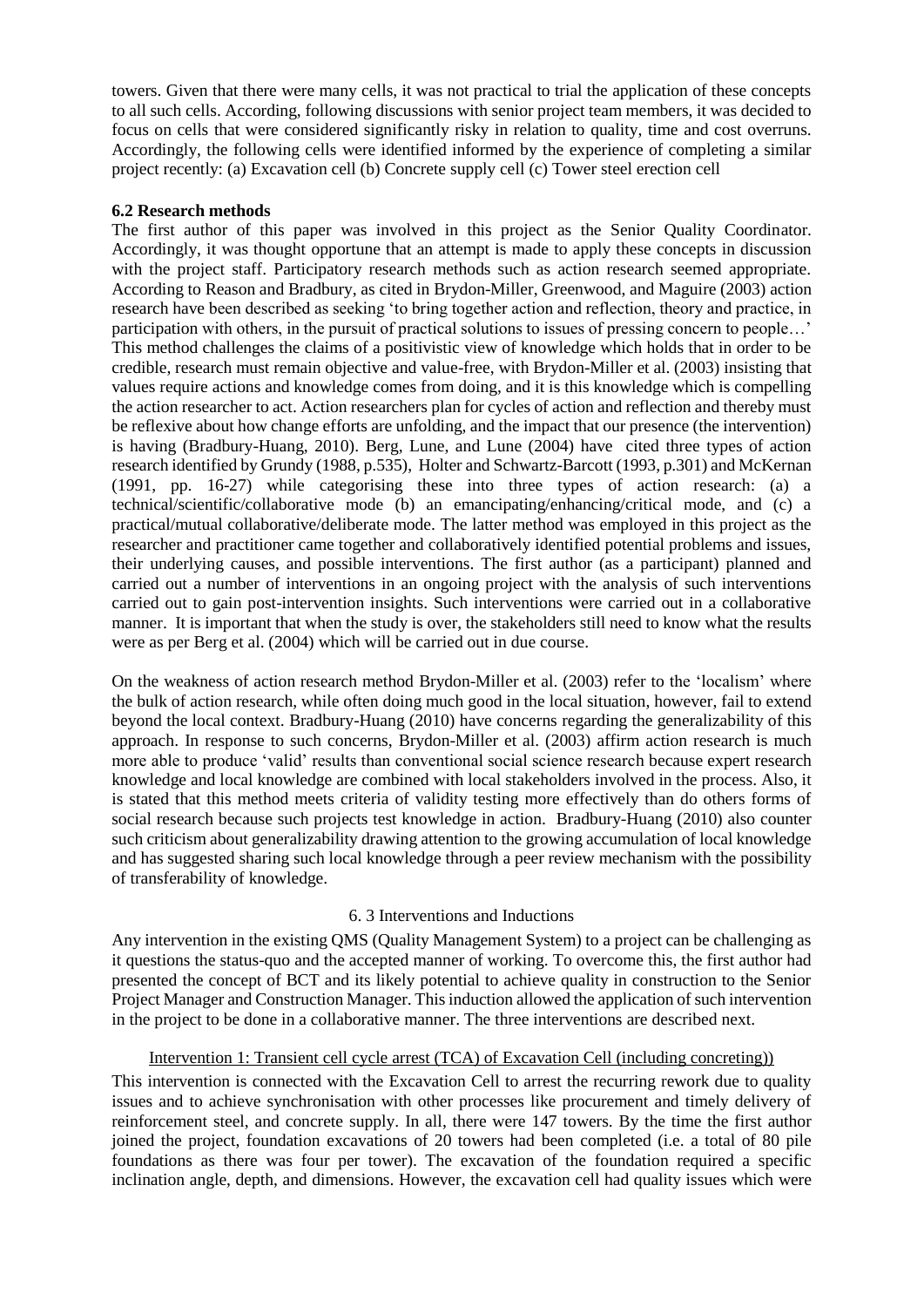towers. Given that there were many cells, it was not practical to trial the application of these concepts to all such cells. According, following discussions with senior project team members, it was decided to focus on cells that were considered significantly risky in relation to quality, time and cost overruns. Accordingly, the following cells were identified informed by the experience of completing a similar project recently: (a) Excavation cell (b) Concrete supply cell (c) Tower steel erection cell

### 6.2 Research methods

The first author of this paper was involved in this project as the Senior Quality Coordinator. Accordingly, it was thought opportune that an attempt is made to apply these concepts in discussion with the project staff. Participatory research methods such as action research seemed appropriate. According to Reason and Bradbury, as cited in Brydon-Miller, Greenwood, and Maguire (2003) action research have been described as seeking 'to bring together action and reflection, theory and practice, in participation with others, in the pursuit of practical solutions to issues of pressing concern to people…' This method challenges the claims of a positivistic view of knowledge which holds that in order to be credible, research must remain objective and value-free, with Brydon-Miller et al. (2003) insisting that values require actions and knowledge comes from doing, and it is this knowledge which is compelling the action researcher to act. Action researchers plan for cycles of action and reflection and thereby must be reflexive about how change efforts are unfolding, and the impact that our presence (the intervention) is having (Bradbury-Huang, 2010). Berg, Lune, and Lune (2004) have cited three types of action research identified by Grundy (1988, p.535), Holter and Schwartz-Barcott (1993, p.301) and McKernan (1991, pp. 16-27) while categorising these into three types of action research: (a) a technical/scientific/collaborative mode (b) an emancipating/enhancing/critical mode, and (c) a practical/mutual collaborative/deliberate mode. The latter method was employed in this project as the researcher and practitioner came together and collaboratively identified potential problems and issues, their underlying causes, and possible interventions. The first author (as a participant) planned and carried out a number of interventions in an ongoing project with the analysis of such interventions carried out to gain post-intervention insights. Such interventions were carried out in a collaborative manner. It is important that when the study is over, the stakeholders still need to know what the results were as per Berg et al. (2004) which will be carried out in due course.

On the weakness of action research method Brydon-Miller et al. (2003) refer to the 'localism' where the bulk of action research, while often doing much good in the local situation, however, fail to extend beyond the local context. Bradbury-Huang (2010) have concerns regarding the generalizability of this approach. In response to such concerns, Brydon-Miller et al. (2003) affirm action research is much more able to produce 'valid' results than conventional social science research because expert research knowledge and local knowledge are combined with local stakeholders involved in the process. Also, it is stated that this method meets criteria of validity testing more effectively than do others forms of social research because such projects test knowledge in action. Bradbury-Huang (2010) also counter such criticism about generalizability drawing attention to the growing accumulation of local knowledge and has suggested sharing such local knowledge through a peer review mechanism with the possibility of transferability of knowledge.

### 6. 3 Interventions and Inductions

Any intervention in the existing QMS (Quality Management System) to a project can be challenging as it questions the status-quo and the accepted manner of working. To overcome this, the first author had presented the concept of BCT and its likely potential to achieve quality in construction to the Senior Project Manager and Construction Manager. This induction allowed the application of such intervention in the project to be done in a collaborative manner. The three interventions are described next.

#### Intervention 1: Transient cell cycle arrest (TCA) of Excavation Cell (including concreting))

This intervention is connected with the Excavation Cell to arrest the recurring rework due to quality issues and to achieve synchronisation with other processes like procurement and timely delivery of reinforcement steel, and concrete supply. In all, there were 147 towers. By the time the first author joined the project, foundation excavations of 20 towers had been completed (i.e. a total of 80 pile foundations as there was four per tower). The excavation of the foundation required a specific inclination angle, depth, and dimensions. However, the excavation cell had quality issues which were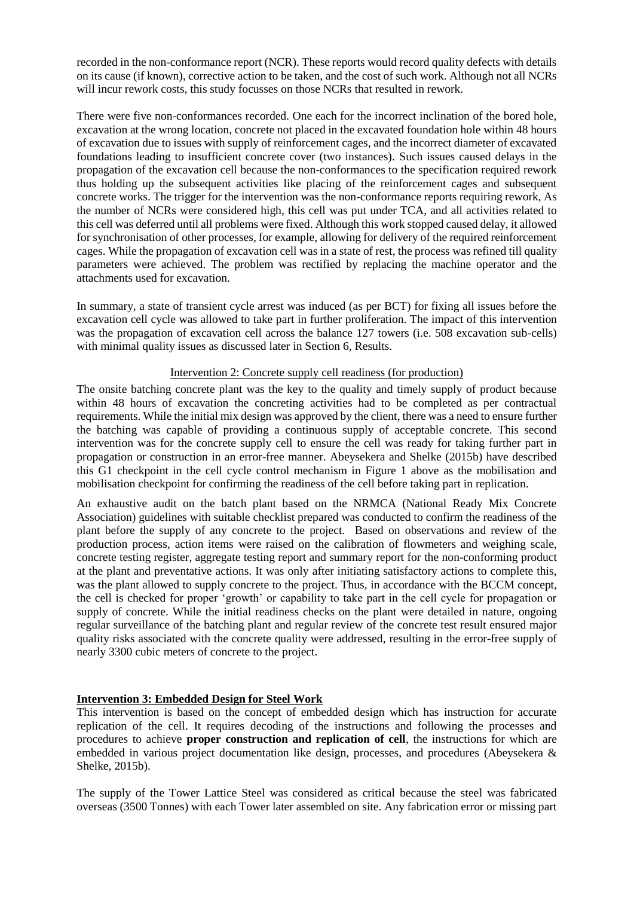recorded in the non-conformance report (NCR). These reports would record quality defects with details on its cause (if known), corrective action to be taken, and the cost of such work. Although not all NCRs will incur rework costs, this study focusses on those NCRs that resulted in rework.

There were five non-conformances recorded. One each for the incorrect inclination of the bored hole, excavation at the wrong location, concrete not placed in the excavated foundation hole within 48 hours of excavation due to issues with supply of reinforcement cages, and the incorrect diameter of excavated foundations leading to insufficient concrete cover (two instances). Such issues caused delays in the propagation of the excavation cell because the non-conformances to the specification required rework thus holding up the subsequent activities like placing of the reinforcement cages and subsequent concrete works. The trigger for the intervention was the non-conformance reports requiring rework, As the number of NCRs were considered high, this cell was put under TCA, and all activities related to this cell was deferred until all problems were fixed. Although this work stopped caused delay, it allowed for synchronisation of other processes, for example, allowing for delivery of the required reinforcement cages. While the propagation of excavation cell was in a state of rest, the process was refined till quality parameters were achieved. The problem was rectified by replacing the machine operator and the attachments used for excavation.

In summary, a state of transient cycle arrest was induced (as per BCT) for fixing all issues before the excavation cell cycle was allowed to take part in further proliferation. The impact of this intervention was the propagation of excavation cell across the balance 127 towers (i.e. 508 excavation sub-cells) with minimal quality issues as discussed later in Section 6, Results.

<u>Intervention 2: Concrete supply cell readiness (for production)</u>

The onsite batching concrete plant was the key to the quality and timely supply of product because within 48 hours of excavation the concreting activities had to be completed as per contractual requirements. While the initial mix design was approved by the client, there was a need to ensure further the batching was capable of providing a continuous supply of acceptable concrete. This second intervention was for the concrete supply cell to ensure the cell was ready for taking further part in propagation or construction in an error-free manner. Abeysekera and Shelke (2015b) have described this G1 checkpoint in the cell cycle control mechanism in Figure 1 above as the mobilisation and mobilisation checkpoint for confirming the readiness of the cell before taking part in replication.

An exhaustive audit on the batch plant based on the NRMCA (National Ready Mix Concrete Association) guidelines with suitable checklist prepared was conducted to confirm the readiness of the plant before the supply of any concrete to the project. Based on observations and review of the production process, action items were raised on the calibration of flowmeters and weighing scale, concrete testing register, aggregate testing report and summary report for the non-conforming product at the plant and preventative actions. It was only after initiating satisfactory actions to complete this, was the plant allowed to supply concrete to the project. Thus, in accordance with the BCCM concept, the cell is checked for proper 'growth' or capability to take part in the cell cycle for propagation or supply of concrete. While the initial readiness checks on the plant were detailed in nature, ongoing regular surveillance of the batching plant and regular review of the concrete test result ensured major quality risks associated with the concrete quality were addressed, resulting in the error-free supply of nearly 3300 cubic meters of concrete to the project.

**<u>Intervention 3: Embedded Design for Steel Work</u>**

This intervention is based on the concept of embedded design which has instruction for accurate replication of the cell. It requires decoding of the instructions and following the processes and procedures to achieve **proper construction and replication of cell**, the instructions for which are embedded in various project documentation like design, processes, and procedures (Abeysekera & Shelke, 2015b).

The supply of the Tower Lattice Steel was considered as critical because the steel was fabricated overseas (3500 Tonnes) with each Tower later assembled on site. Any fabrication error or missing part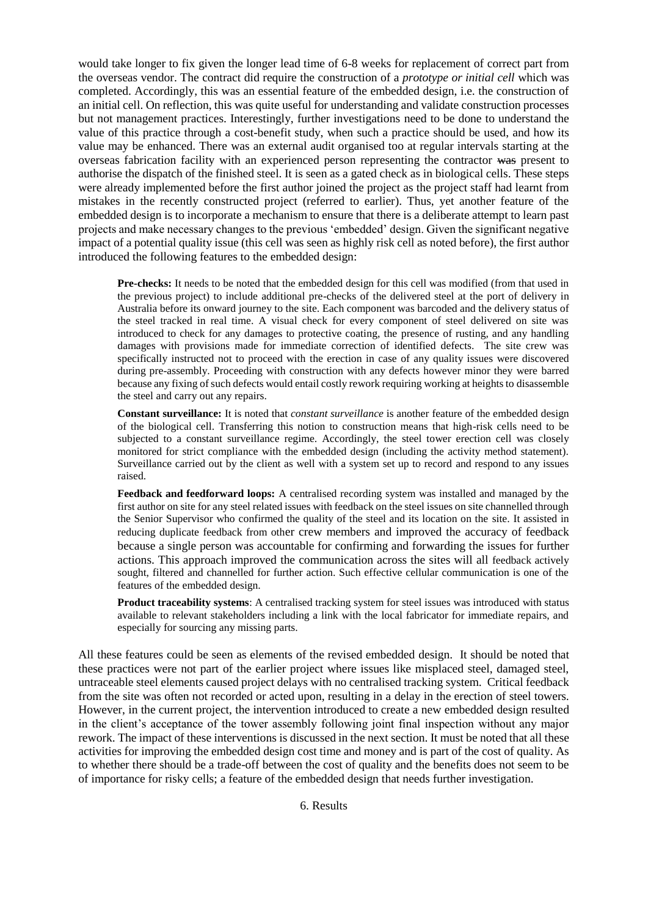would take longer to fix given the longer lead time of 6-8 weeks for replacement of correct part from the overseas vendor. The contract did require the construction of a *prototype or initial cell* which was completed. Accordingly, this was an essential feature of the embedded design, i.e. the construction of an initial cell. On reflection, this was quite useful for understanding and validate construction processes but not management practices. Interestingly, further investigations need to be done to understand the value of this practice through a cost-benefit study, when such a practice should be used, and how its value may be enhanced. There was an external audit organised too at regular intervals starting at the overseas fabrication facility with an experienced person representing the contractor ~~was~~ present to authorise the dispatch of the finished steel. It is seen as a gated check as in biological cells. These steps were already implemented before the first author joined the project as the project staff had learnt from mistakes in the recently constructed project (referred to earlier). Thus, yet another feature of the embedded design is to incorporate a mechanism to ensure that there is a deliberate attempt to learn past projects and make necessary changes to the previous 'embedded' design. Given the significant negative impact of a potential quality issue (this cell was seen as highly risk cell as noted before), the first author introduced the following features to the embedded design:

> **Pre-checks:** It needs to be noted that the embedded design for this cell was modified (from that used in the previous project) to include additional pre-checks of the delivered steel at the port of delivery in Australia before its onward journey to the site. Each component was barcoded and the delivery status of the steel tracked in real time. A visual check for every component of steel delivered on site was introduced to check for any damages to protective coating, the presence of rusting, and any handling damages with provisions made for immediate correction of identified defects. The site crew was specifically instructed not to proceed with the erection in case of any quality issues were discovered during pre-assembly. Proceeding with construction with any defects however minor they were barred because any fixing of such defects would entail costly rework requiring working at heights to disassemble the steel and carry out any repairs.
>
> **Constant surveillance:** It is noted that *constant surveillance* is another feature of the embedded design of the biological cell. Transferring this notion to construction means that high-risk cells need to be subjected to a constant surveillance regime. Accordingly, the steel tower erection cell was closely monitored for strict compliance with the embedded design (including the activity method statement). Surveillance carried out by the client as well with a system set up to record and respond to any issues raised.
>
> **Feedback and feedforward loops:** A centralised recording system was installed and managed by the first author on site for any steel related issues with feedback on the steel issues on site channelled through the Senior Supervisor who confirmed the quality of the steel and its location on the site. It assisted in reducing duplicate feedback from other crew members and improved the accuracy of feedback because a single person was accountable for confirming and forwarding the issues for further actions. This approach improved the communication across the sites will all feedback actively sought, filtered and channelled for further action. Such effective cellular communication is one of the features of the embedded design.
>
> **Product traceability systems**: A centralised tracking system for steel issues was introduced with status available to relevant stakeholders including a link with the local fabricator for immediate repairs, and especially for sourcing any missing parts.

All these features could be seen as elements of the revised embedded design. It should be noted that these practices were not part of the earlier project where issues like misplaced steel, damaged steel, untraceable steel elements caused project delays with no centralised tracking system. Critical feedback from the site was often not recorded or acted upon, resulting in a delay in the erection of steel towers. However, in the current project, the intervention introduced to create a new embedded design resulted in the client's acceptance of the tower assembly following joint final inspection without any major rework. The impact of these interventions is discussed in the next section. It must be noted that all these activities for improving the embedded design cost time and money and is part of the cost of quality. As to whether there should be a trade-off between the cost of quality and the benefits does not seem to be of importance for risky cells; a feature of the embedded design that needs further investigation.

## 6. Results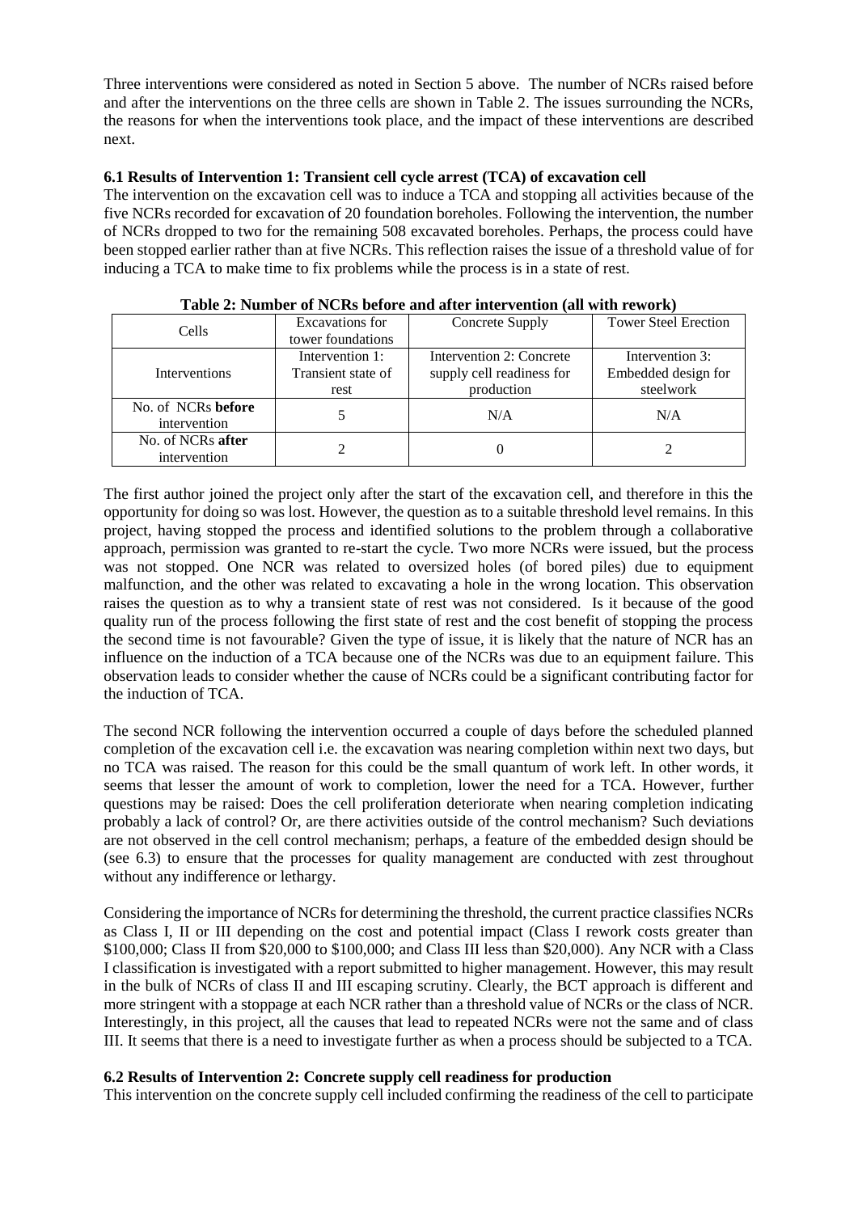Three interventions were considered as noted in Section 5 above. The number of NCRs raised before and after the interventions on the three cells are shown in Table 2. The issues surrounding the NCRs, the reasons for when the interventions took place, and the impact of these interventions are described next.

### 6.1 Results of Intervention 1: Transient cell cycle arrest (TCA) of excavation cell

The intervention on the excavation cell was to induce a TCA and stopping all activities because of the five NCRs recorded for excavation of 20 foundation boreholes. Following the intervention, the number of NCRs dropped to two for the remaining 508 excavated boreholes. Perhaps, the process could have been stopped earlier rather than at five NCRs. This reflection raises the issue of a threshold value of for inducing a TCA to make time to fix problems while the process is in a state of rest.

**Table 2: Number of NCRs before and after intervention (all with rework)**

| Cells | Excavations for tower foundations | Concrete Supply | Tower Steel Erection |
|---|---|---|---|
| Interventions | Intervention 1: Transient state of rest | Intervention 2: Concrete supply cell readiness for production | Intervention 3: Embedded design for steelwork |
| No. of NCRs **before** intervention | 5 | N/A | N/A |
| No. of NCRs **after** intervention | 2 | 0 | 2 |

The first author joined the project only after the start of the excavation cell, and therefore in this the opportunity for doing so was lost. However, the question as to a suitable threshold level remains. In this project, having stopped the process and identified solutions to the problem through a collaborative approach, permission was granted to re-start the cycle. Two more NCRs were issued, but the process was not stopped. One NCR was related to oversized holes (of bored piles) due to equipment malfunction, and the other was related to excavating a hole in the wrong location. This observation raises the question as to why a transient state of rest was not considered. Is it because of the good quality run of the process following the first state of rest and the cost benefit of stopping the process the second time is not favourable? Given the type of issue, it is likely that the nature of NCR has an influence on the induction of a TCA because one of the NCRs was due to an equipment failure. This observation leads to consider whether the cause of NCRs could be a significant contributing factor for the induction of TCA.

The second NCR following the intervention occurred a couple of days before the scheduled planned completion of the excavation cell i.e. the excavation was nearing completion within next two days, but no TCA was raised. The reason for this could be the small quantum of work left. In other words, it seems that lesser the amount of work to completion, lower the need for a TCA. However, further questions may be raised: Does the cell proliferation deteriorate when nearing completion indicating probably a lack of control? Or, are there activities outside of the control mechanism? Such deviations are not observed in the cell control mechanism; perhaps, a feature of the embedded design should be (see 6.3) to ensure that the processes for quality management are conducted with zest throughout without any indifference or lethargy.

Considering the importance of NCRs for determining the threshold, the current practice classifies NCRs as Class I, II or III depending on the cost and potential impact (Class I rework costs greater than $100,000; Class II from $20,000 to $100,000; and Class III less than $20,000). Any NCR with a Class I classification is investigated with a report submitted to higher management. However, this may result in the bulk of NCRs of class II and III escaping scrutiny. Clearly, the BCT approach is different and more stringent with a stoppage at each NCR rather than a threshold value of NCRs or the class of NCR. Interestingly, in this project, all the causes that lead to repeated NCRs were not the same and of class III. It seems that there is a need to investigate further as when a process should be subjected to a TCA.

### 6.2 Results of Intervention 2: Concrete supply cell readiness for production

This intervention on the concrete supply cell included confirming the readiness of the cell to participate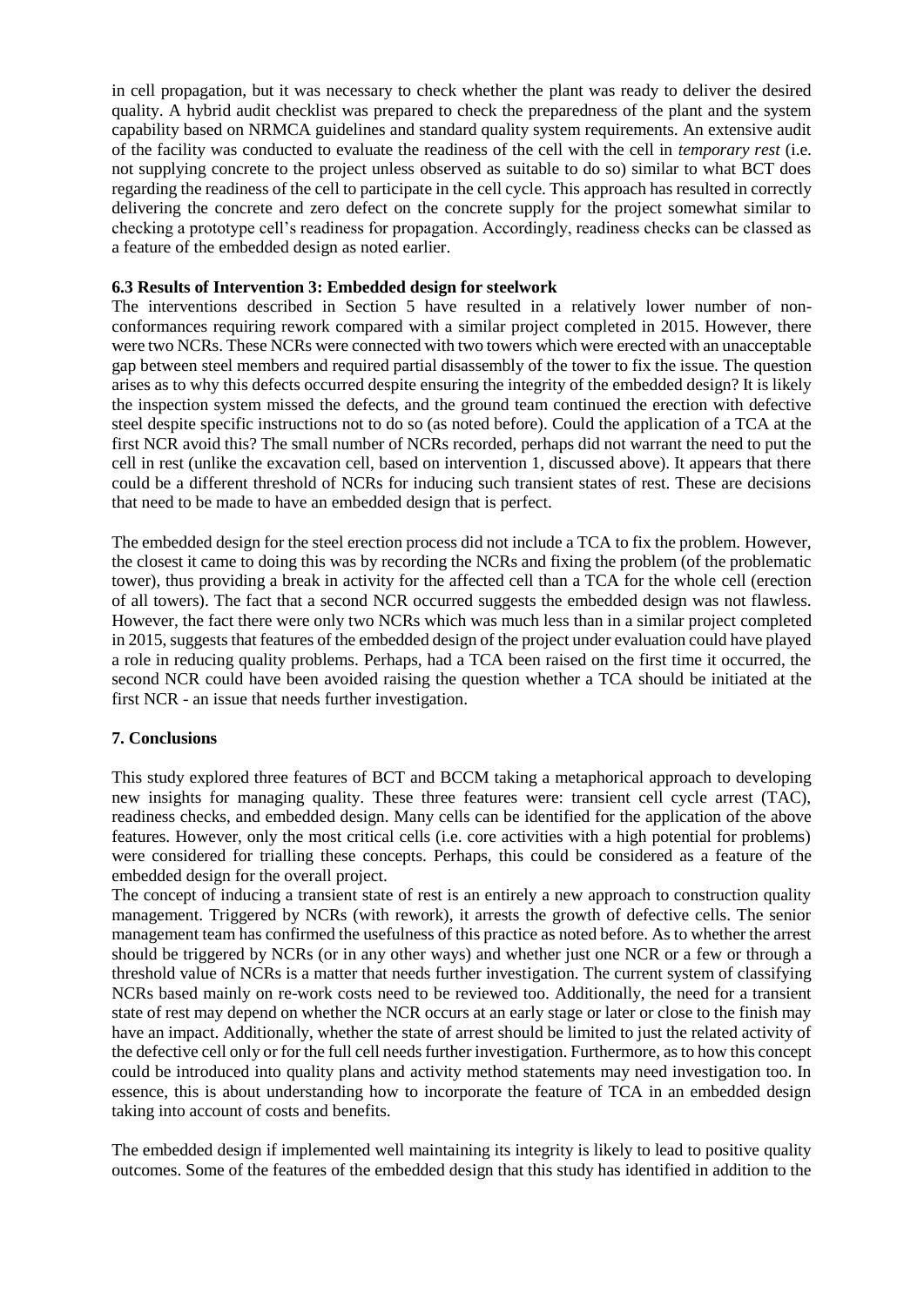in cell propagation, but it was necessary to check whether the plant was ready to deliver the desired quality. A hybrid audit checklist was prepared to check the preparedness of the plant and the system capability based on NRMCA guidelines and standard quality system requirements. An extensive audit of the facility was conducted to evaluate the readiness of the cell with the cell in *temporary rest* (i.e. not supplying concrete to the project unless observed as suitable to do so) similar to what BCT does regarding the readiness of the cell to participate in the cell cycle. This approach has resulted in correctly delivering the concrete and zero defect on the concrete supply for the project somewhat similar to checking a prototype cell's readiness for propagation. Accordingly, readiness checks can be classed as a feature of the embedded design as noted earlier.

### 6.3 Results of Intervention 3: Embedded design for steelwork

The interventions described in Section 5 have resulted in a relatively lower number of non-conformances requiring rework compared with a similar project completed in 2015. However, there were two NCRs. These NCRs were connected with two towers which were erected with an unacceptable gap between steel members and required partial disassembly of the tower to fix the issue. The question arises as to why this defects occurred despite ensuring the integrity of the embedded design? It is likely the inspection system missed the defects, and the ground team continued the erection with defective steel despite specific instructions not to do so (as noted before). Could the application of a TCA at the first NCR avoid this? The small number of NCRs recorded, perhaps did not warrant the need to put the cell in rest (unlike the excavation cell, based on intervention 1, discussed above). It appears that there could be a different threshold of NCRs for inducing such transient states of rest. These are decisions that need to be made to have an embedded design that is perfect.

The embedded design for the steel erection process did not include a TCA to fix the problem. However, the closest it came to doing this was by recording the NCRs and fixing the problem (of the problematic tower), thus providing a break in activity for the affected cell than a TCA for the whole cell (erection of all towers). The fact that a second NCR occurred suggests the embedded design was not flawless. However, the fact there were only two NCRs which was much less than in a similar project completed in 2015, suggests that features of the embedded design of the project under evaluation could have played a role in reducing quality problems. Perhaps, had a TCA been raised on the first time it occurred, the second NCR could have been avoided raising the question whether a TCA should be initiated at the first NCR - an issue that needs further investigation.

## 7. Conclusions

This study explored three features of BCT and BCCM taking a metaphorical approach to developing new insights for managing quality. These three features were: transient cell cycle arrest (TAC), readiness checks, and embedded design. Many cells can be identified for the application of the above features. However, only the most critical cells (i.e. core activities with a high potential for problems) were considered for trialling these concepts. Perhaps, this could be considered as a feature of the embedded design for the overall project.

The concept of inducing a transient state of rest is an entirely a new approach to construction quality management. Triggered by NCRs (with rework), it arrests the growth of defective cells. The senior management team has confirmed the usefulness of this practice as noted before. As to whether the arrest should be triggered by NCRs (or in any other ways) and whether just one NCR or a few or through a threshold value of NCRs is a matter that needs further investigation. The current system of classifying NCRs based mainly on re-work costs need to be reviewed too. Additionally, the need for a transient state of rest may depend on whether the NCR occurs at an early stage or later or close to the finish may have an impact. Additionally, whether the state of arrest should be limited to just the related activity of the defective cell only or for the full cell needs further investigation. Furthermore, as to how this concept could be introduced into quality plans and activity method statements may need investigation too. In essence, this is about understanding how to incorporate the feature of TCA in an embedded design taking into account of costs and benefits.

The embedded design if implemented well maintaining its integrity is likely to lead to positive quality outcomes. Some of the features of the embedded design that this study has identified in addition to the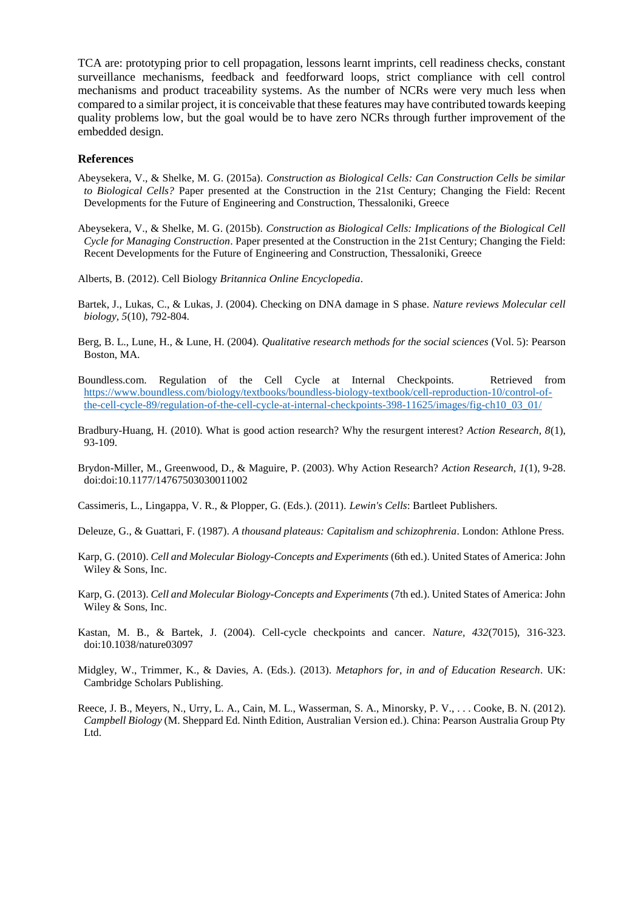TCA are: prototyping prior to cell propagation, lessons learnt imprints, cell readiness checks, constant surveillance mechanisms, feedback and feedforward loops, strict compliance with cell control mechanisms and product traceability systems. As the number of NCRs were very much less when compared to a similar project, it is conceivable that these features may have contributed towards keeping quality problems low, but the goal would be to have zero NCRs through further improvement of the embedded design.

**References**

Abeysekera, V., & Shelke, M. G. (2015a). *Construction as Biological Cells: Can Construction Cells be similar to Biological Cells?* Paper presented at the Construction in the 21st Century; Changing the Field: Recent Developments for the Future of Engineering and Construction, Thessaloniki, Greece

Abeysekera, V., & Shelke, M. G. (2015b). *Construction as Biological Cells: Implications of the Biological Cell Cycle for Managing Construction*. Paper presented at the Construction in the 21st Century; Changing the Field: Recent Developments for the Future of Engineering and Construction, Thessaloniki, Greece

Alberts, B. (2012). Cell Biology *Britannica Online Encyclopedia*.

Bartek, J., Lukas, C., & Lukas, J. (2004). Checking on DNA damage in S phase. *Nature reviews Molecular cell biology, 5*(10), 792-804.

Berg, B. L., Lune, H., & Lune, H. (2004). *Qualitative research methods for the social sciences* (Vol. 5): Pearson Boston, MA.

Boundless.com. Regulation of the Cell Cycle at Internal Checkpoints. Retrieved from https://www.boundless.com/biology/textbooks/boundless-biology-textbook/cell-reproduction-10/control-of-the-cell-cycle-89/regulation-of-the-cell-cycle-at-internal-checkpoints-398-11625/images/fig-ch10_03_01/

Bradbury-Huang, H. (2010). What is good action research? Why the resurgent interest? *Action Research, 8*(1), 93-109.

Brydon-Miller, M., Greenwood, D., & Maguire, P. (2003). Why Action Research? *Action Research, 1*(1), 9-28. doi:doi:10.1177/14767503030011002

Cassimeris, L., Lingappa, V. R., & Plopper, G. (Eds.). (2011). *Lewin's Cells*: Bartleet Publishers.

Deleuze, G., & Guattari, F. (1987). *A thousand plateaus: Capitalism and schizophrenia*. London: Athlone Press.

Karp, G. (2010). *Cell and Molecular Biology-Concepts and Experiments* (6th ed.). United States of America: John Wiley & Sons, Inc.

Karp, G. (2013). *Cell and Molecular Biology-Concepts and Experiments* (7th ed.). United States of America: John Wiley & Sons, Inc.

Kastan, M. B., & Bartek, J. (2004). Cell-cycle checkpoints and cancer. *Nature, 432*(7015), 316-323. doi:10.1038/nature03097

Midgley, W., Trimmer, K., & Davies, A. (Eds.). (2013). *Metaphors for, in and of Education Research*. UK: Cambridge Scholars Publishing.

Reece, J. B., Meyers, N., Urry, L. A., Cain, M. L., Wasserman, S. A., Minorsky, P. V., . . . Cooke, B. N. (2012). *Campbell Biology* (M. Sheppard Ed. Ninth Edition, Australian Version ed.). China: Pearson Australia Group Pty Ltd.